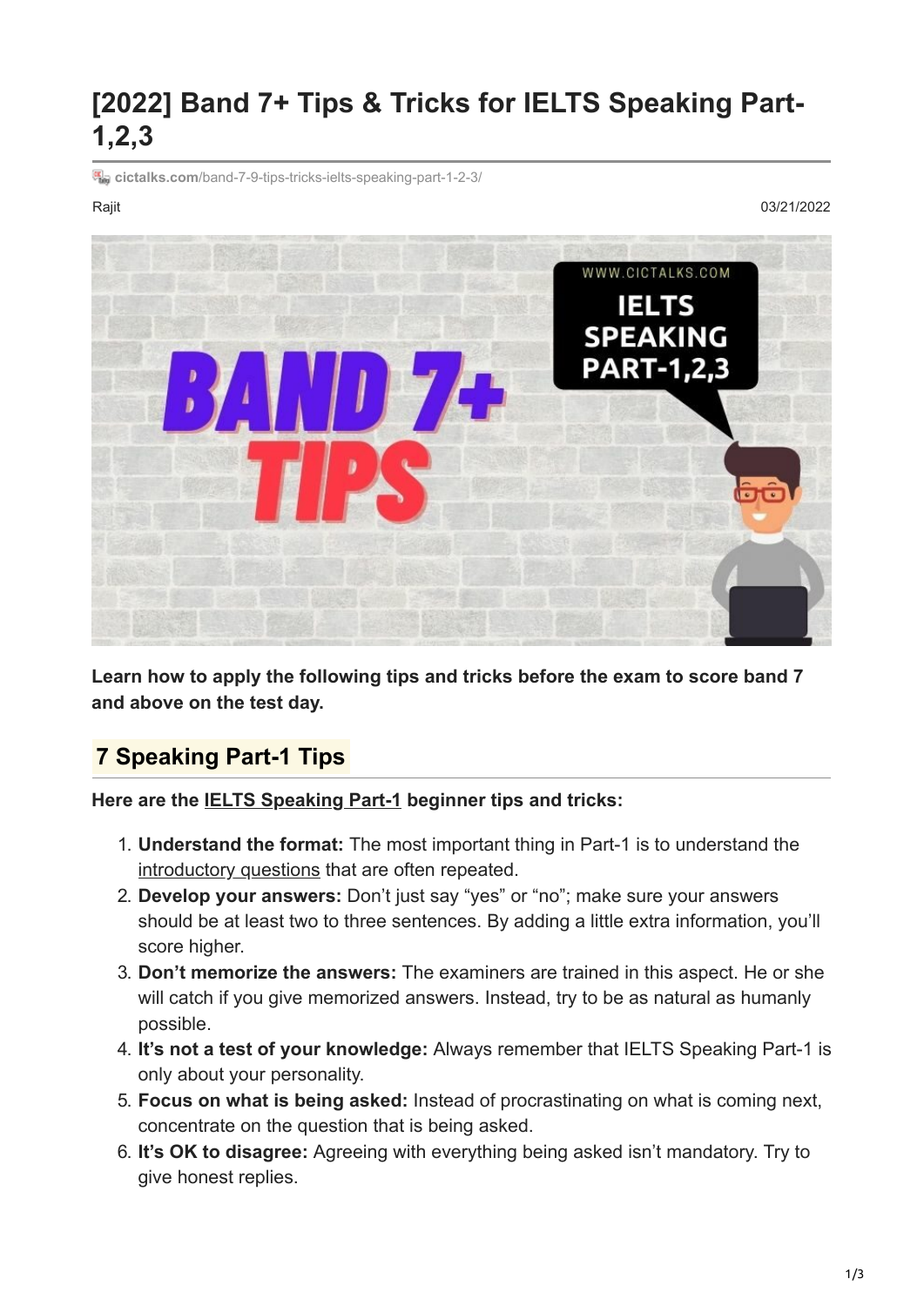# [2022] Band 7+ Tips & Tricks for IELTS Speaking Part-1,2,3

cictalks.com/band-7-9-tips-tricks-ielts-speaking-part-1-2-3/

Rajit

03/21/2022

**Learn how to apply the following tips and tricks before the exam to score band 7 and above on the test day.**

## 7 Speaking Part-1 Tips

**Here are the IELTS Speaking Part-1 beginner tips and tricks:**

1. **Understand the format:** The most important thing in Part-1 is to understand the introductory questions that are often repeated.
2. **Develop your answers:** Don't just say "yes" or "no"; make sure your answers should be at least two to three sentences. By adding a little extra information, you'll score higher.
3. **Don't memorize the answers:** The examiners are trained in this aspect. He or she will catch if you give memorized answers. Instead, try to be as natural as humanly possible.
4. **It's not a test of your knowledge:** Always remember that IELTS Speaking Part-1 is only about your personality.
5. **Focus on what is being asked:** Instead of procrastinating on what is coming next, concentrate on the question that is being asked.
6. **It's OK to disagree:** Agreeing with everything being asked isn't mandatory. Try to give honest replies.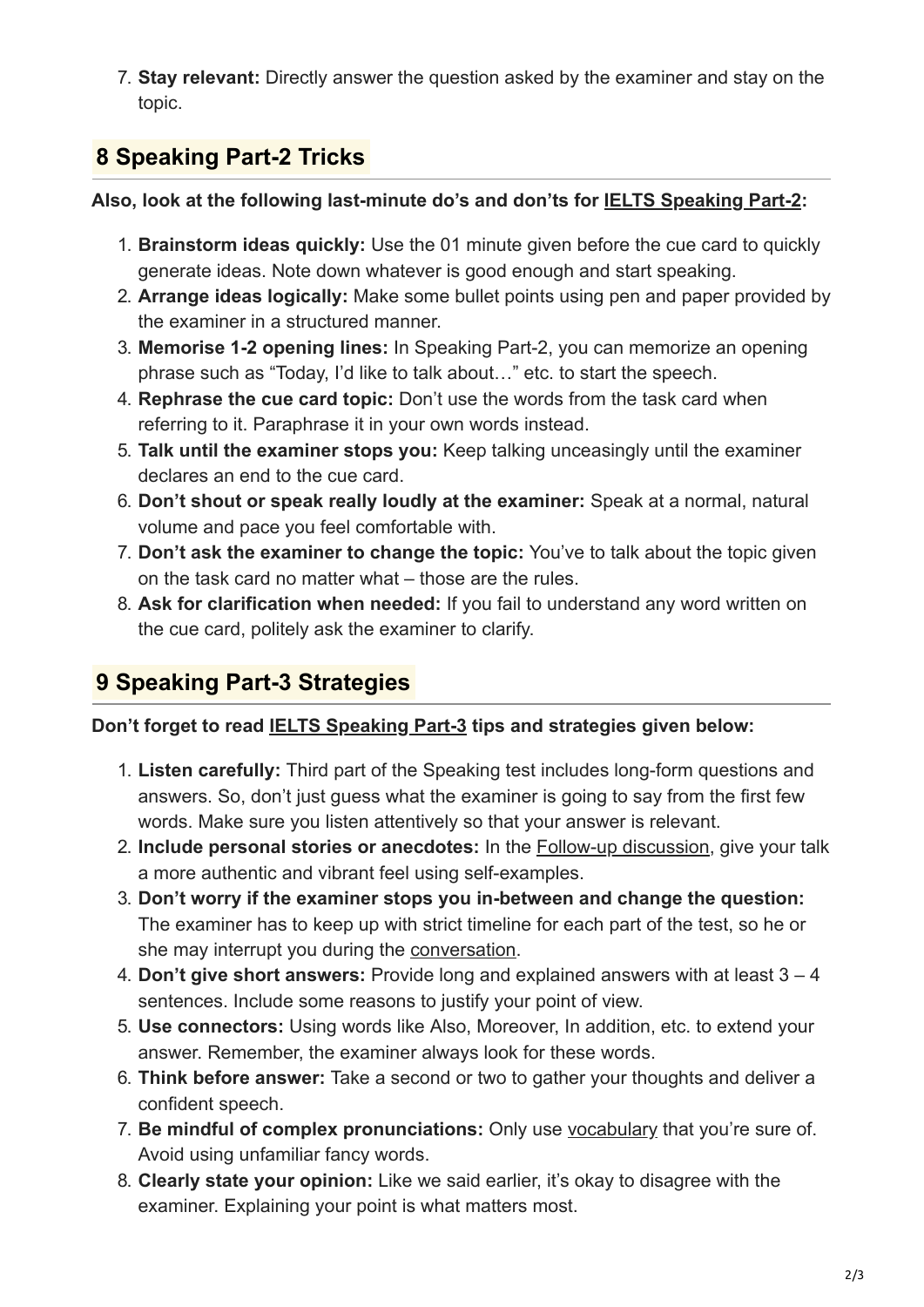7. **Stay relevant:** Directly answer the question asked by the examiner and stay on the topic.

## 8 Speaking Part-2 Tricks

**Also, look at the following last-minute do's and don'ts for IELTS Speaking Part-2:**

1. **Brainstorm ideas quickly:** Use the 01 minute given before the cue card to quickly generate ideas. Note down whatever is good enough and start speaking.
2. **Arrange ideas logically:** Make some bullet points using pen and paper provided by the examiner in a structured manner.
3. **Memorise 1-2 opening lines:** In Speaking Part-2, you can memorize an opening phrase such as "Today, I'd like to talk about…" etc. to start the speech.
4. **Rephrase the cue card topic:** Don't use the words from the task card when referring to it. Paraphrase it in your own words instead.
5. **Talk until the examiner stops you:** Keep talking unceasingly until the examiner declares an end to the cue card.
6. **Don't shout or speak really loudly at the examiner:** Speak at a normal, natural volume and pace you feel comfortable with.
7. **Don't ask the examiner to change the topic:** You've to talk about the topic given on the task card no matter what – those are the rules.
8. **Ask for clarification when needed:** If you fail to understand any word written on the cue card, politely ask the examiner to clarify.

## 9 Speaking Part-3 Strategies

**Don't forget to read IELTS Speaking Part-3 tips and strategies given below:**

1. **Listen carefully:** Third part of the Speaking test includes long-form questions and answers. So, don't just guess what the examiner is going to say from the first few words. Make sure you listen attentively so that your answer is relevant.
2. **Include personal stories or anecdotes:** In the Follow-up discussion, give your talk a more authentic and vibrant feel using self-examples.
3. **Don't worry if the examiner stops you in-between and change the question:** The examiner has to keep up with strict timeline for each part of the test, so he or she may interrupt you during the conversation.
4. **Don't give short answers:** Provide long and explained answers with at least 3 – 4 sentences. Include some reasons to justify your point of view.
5. **Use connectors:** Using words like Also, Moreover, In addition, etc. to extend your answer. Remember, the examiner always look for these words.
6. **Think before answer:** Take a second or two to gather your thoughts and deliver a confident speech.
7. **Be mindful of complex pronunciations:** Only use vocabulary that you're sure of. Avoid using unfamiliar fancy words.
8. **Clearly state your opinion:** Like we said earlier, it's okay to disagree with the examiner. Explaining your point is what matters most.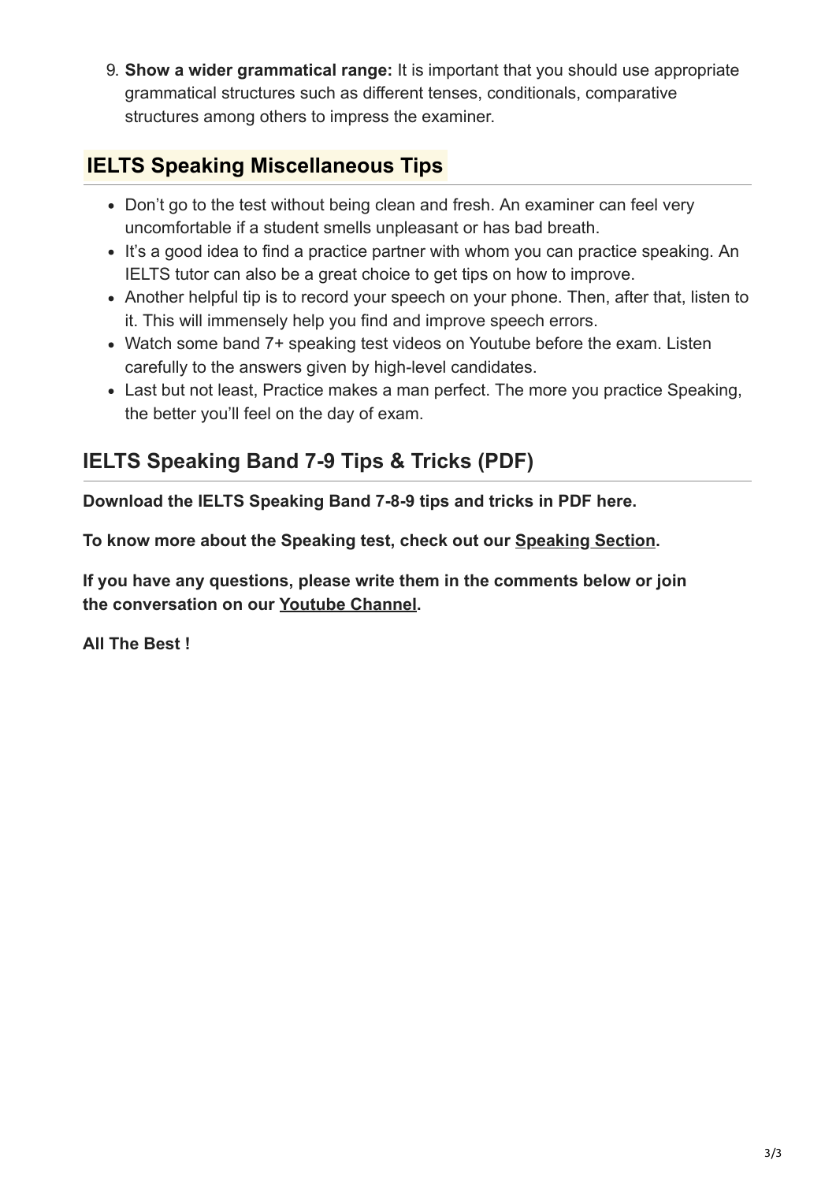9. **Show a wider grammatical range:** It is important that you should use appropriate grammatical structures such as different tenses, conditionals, comparative structures among others to impress the examiner.

## IELTS Speaking Miscellaneous Tips

- Don't go to the test without being clean and fresh. An examiner can feel very uncomfortable if a student smells unpleasant or has bad breath.
- It's a good idea to find a practice partner with whom you can practice speaking. An IELTS tutor can also be a great choice to get tips on how to improve.
- Another helpful tip is to record your speech on your phone. Then, after that, listen to it. This will immensely help you find and improve speech errors.
- Watch some band 7+ speaking test videos on Youtube before the exam. Listen carefully to the answers given by high-level candidates.
- Last but not least, Practice makes a man perfect. The more you practice Speaking, the better you'll feel on the day of exam.

## IELTS Speaking Band 7-9 Tips & Tricks (PDF)

**Download the IELTS Speaking Band 7-8-9 tips and tricks in PDF here.**

**To know more about the Speaking test, check out our Speaking Section.**

**If you have any questions, please write them in the comments below or join the conversation on our Youtube Channel.**

**All The Best !**